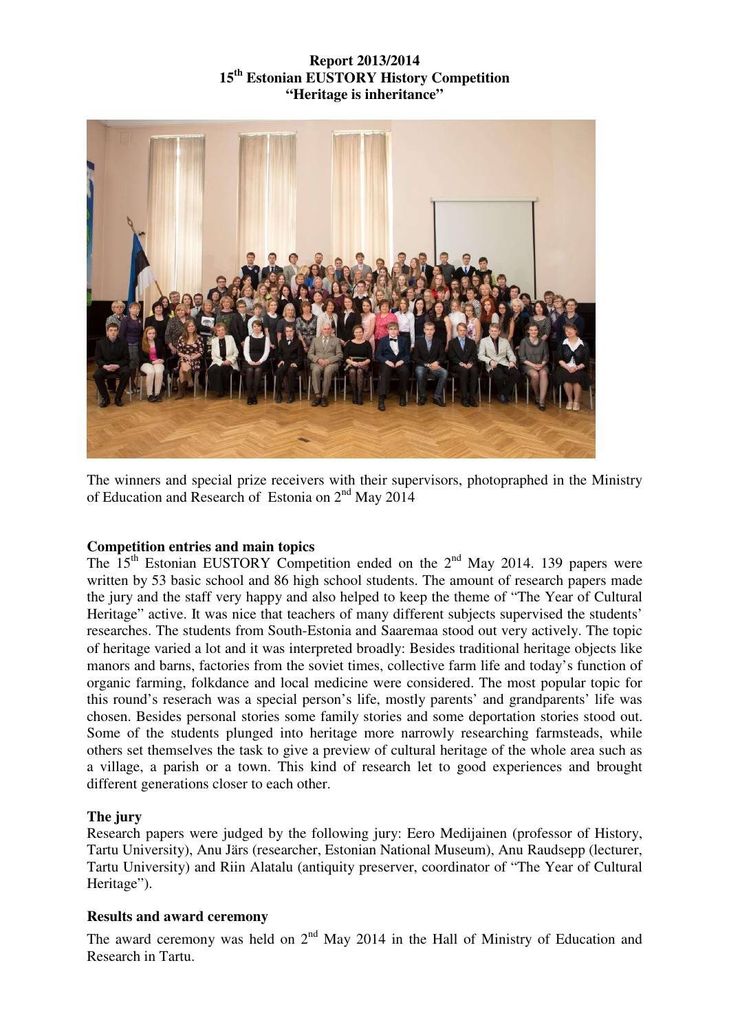**Report 2013/2014**
**15th Estonian EUSTORY History Competition**
**"Heritage is inheritance"**

The winners and special prize receivers with their supervisors, photopraphed in the Ministry of Education and Research of Estonia on 2nd May 2014

**Competition entries and main topics**

The 15th Estonian EUSTORY Competition ended on the 2nd May 2014. 139 papers were written by 53 basic school and 86 high school students. The amount of research papers made the jury and the staff very happy and also helped to keep the theme of "The Year of Cultural Heritage" active. It was nice that teachers of many different subjects supervised the students' researches. The students from South-Estonia and Saaremaa stood out very actively. The topic of heritage varied a lot and it was interpreted broadly: Besides traditional heritage objects like manors and barns, factories from the soviet times, collective farm life and today's function of organic farming, folkdance and local medicine were considered. The most popular topic for this round's reserach was a special person's life, mostly parents' and grandparents' life was chosen. Besides personal stories some family stories and some deportation stories stood out. Some of the students plunged into heritage more narrowly researching farmsteads, while others set themselves the task to give a preview of cultural heritage of the whole area such as a village, a parish or a town. This kind of research let to good experiences and brought different generations closer to each other.

**The jury**

Research papers were judged by the following jury: Eero Medijainen (professor of History, Tartu University), Anu Järs (researcher, Estonian National Museum), Anu Raudsepp (lecturer, Tartu University) and Riin Alatalu (antiquity preserver, coordinator of "The Year of Cultural Heritage").

**Results and award ceremony**

The award ceremony was held on 2nd May 2014 in the Hall of Ministry of Education and Research in Tartu.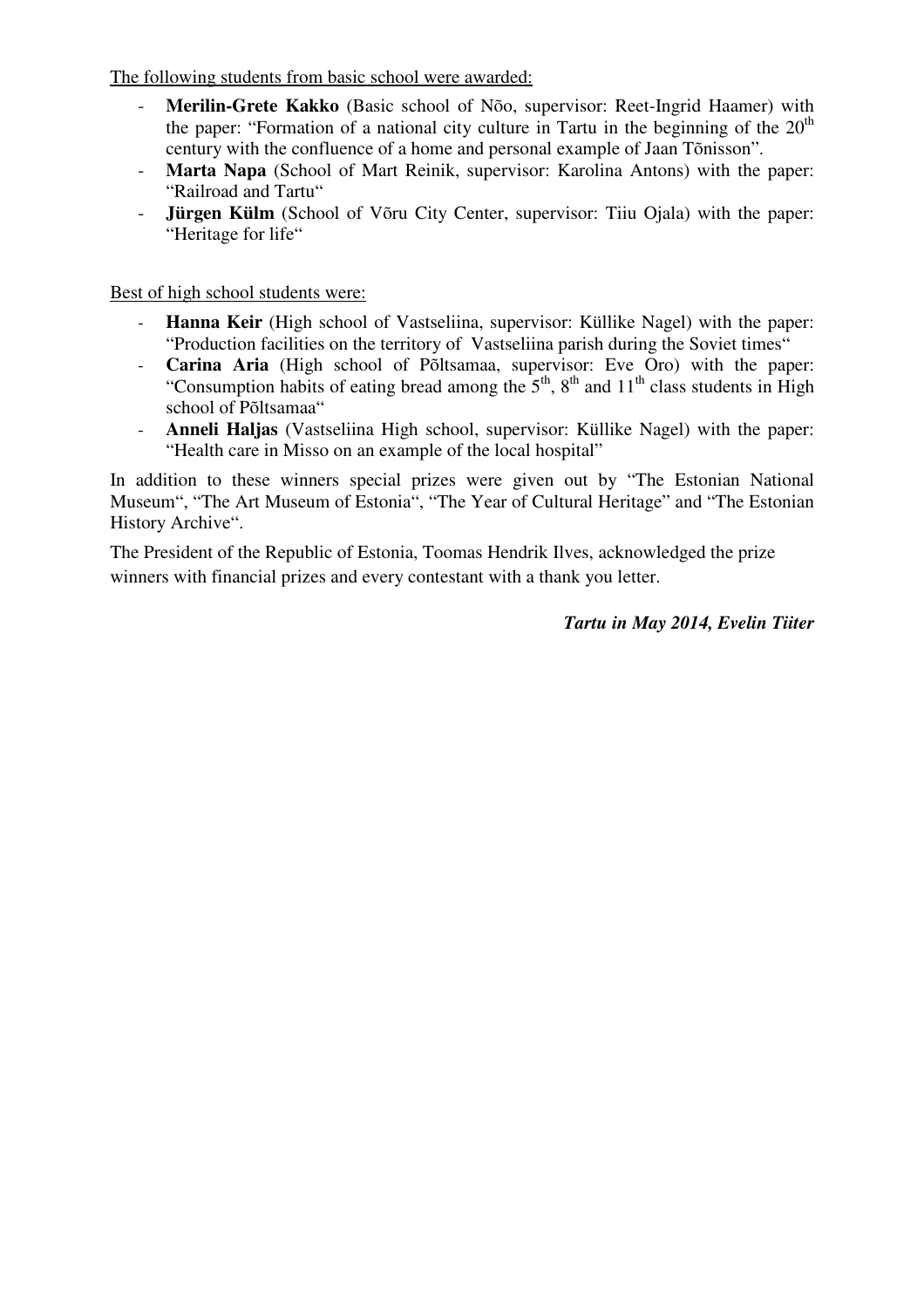The following students from basic school were awarded:

- **Merilin-Grete Kakko** (Basic school of Nõo, supervisor: Reet-Ingrid Haamer) with the paper: “Formation of a national city culture in Tartu in the beginning of the 20th century with the confluence of a home and personal example of Jaan Tõnisson”.
- **Marta Napa** (School of Mart Reinik, supervisor: Karolina Antons) with the paper: “Railroad and Tartu“
- **Jürgen Külm** (School of Võru City Center, supervisor: Tiiu Ojala) with the paper: “Heritage for life“

Best of high school students were:

- **Hanna Keir** (High school of Vastseliina, supervisor: Küllike Nagel) with the paper: “Production facilities on the territory of Vastseliina parish during the Soviet times“
- **Carina Aria** (High school of Põltsamaa, supervisor: Eve Oro) with the paper: “Consumption habits of eating bread among the 5th, 8th and 11th class students in High school of Põltsamaa“
- **Anneli Haljas** (Vastseliina High school, supervisor: Küllike Nagel) with the paper: “Health care in Misso on an example of the local hospital”

In addition to these winners special prizes were given out by “The Estonian National Museum“, “The Art Museum of Estonia“, “The Year of Cultural Heritage” and “The Estonian History Archive“.

The President of the Republic of Estonia, Toomas Hendrik Ilves, acknowledged the prize winners with financial prizes and every contestant with a thank you letter.

***Tartu in May 2014, Evelin Tiiter***